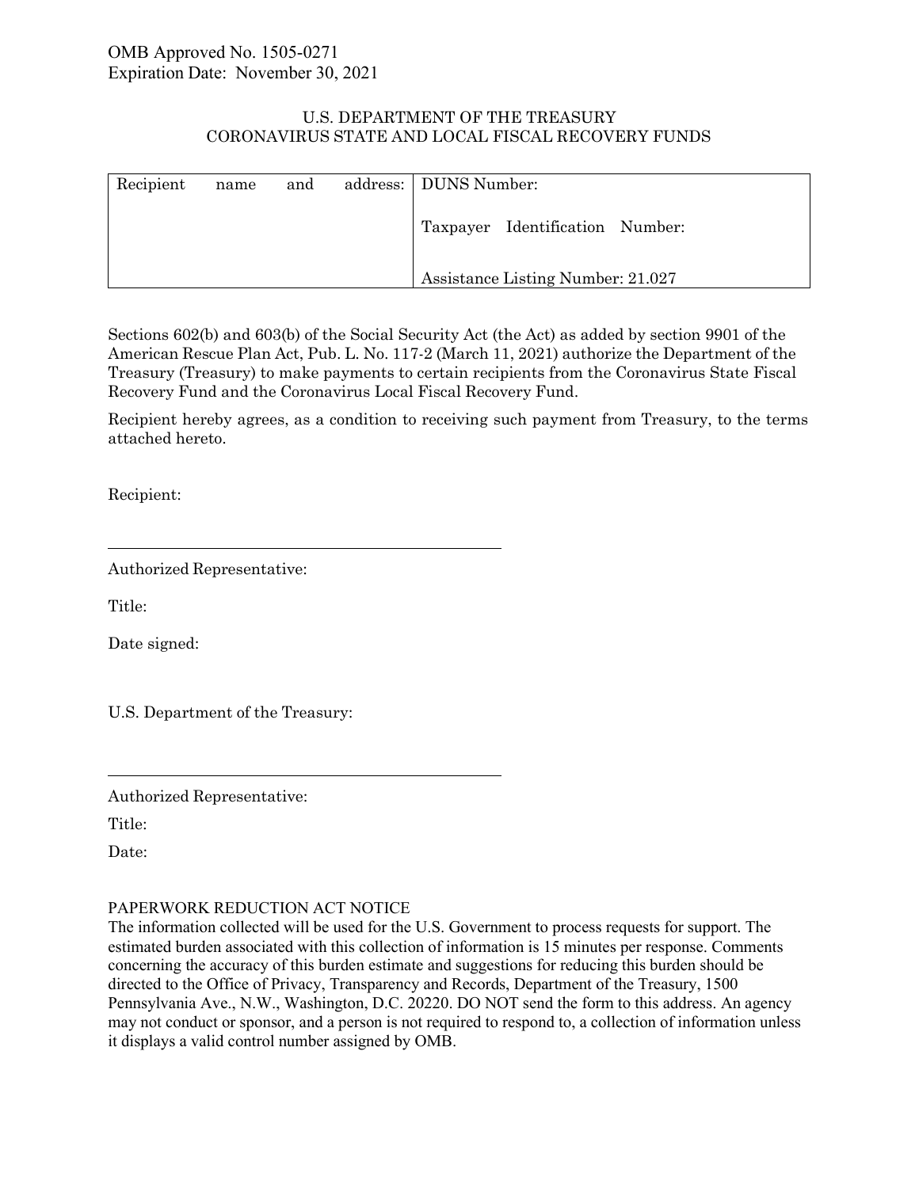OMB Approved No. 1505-0271
Expiration Date: November 30, 2021

U.S. DEPARTMENT OF THE TREASURY
CORONAVIRUS STATE AND LOCAL FISCAL RECOVERY FUNDS

| Recipient name and address: | DUNS Number:<br><br>Taxpayer Identification Number:<br><br>Assistance Listing Number: 21.027 |
|---|---|

Sections 602(b) and 603(b) of the Social Security Act (the Act) as added by section 9901 of the American Rescue Plan Act, Pub. L. No. 117-2 (March 11, 2021) authorize the Department of the Treasury (Treasury) to make payments to certain recipients from the Coronavirus State Fiscal Recovery Fund and the Coronavirus Local Fiscal Recovery Fund.

Recipient hereby agrees, as a condition to receiving such payment from Treasury, to the terms attached hereto.

Recipient:

\_\_\_\_\_\_\_\_\_\_\_\_\_\_\_\_\_\_\_\_\_\_\_\_\_\_\_\_\_\_\_\_\_\_\_\_\_\_\_\_

Authorized Representative:

Title:

Date signed:

U.S. Department of the Treasury:

\_\_\_\_\_\_\_\_\_\_\_\_\_\_\_\_\_\_\_\_\_\_\_\_\_\_\_\_\_\_\_\_\_\_\_\_\_\_\_\_

Authorized Representative:

Title:

Date:

PAPERWORK REDUCTION ACT NOTICE

The information collected will be used for the U.S. Government to process requests for support. The estimated burden associated with this collection of information is 15 minutes per response. Comments concerning the accuracy of this burden estimate and suggestions for reducing this burden should be directed to the Office of Privacy, Transparency and Records, Department of the Treasury, 1500 Pennsylvania Ave., N.W., Washington, D.C. 20220. DO NOT send the form to this address. An agency may not conduct or sponsor, and a person is not required to respond to, a collection of information unless it displays a valid control number assigned by OMB.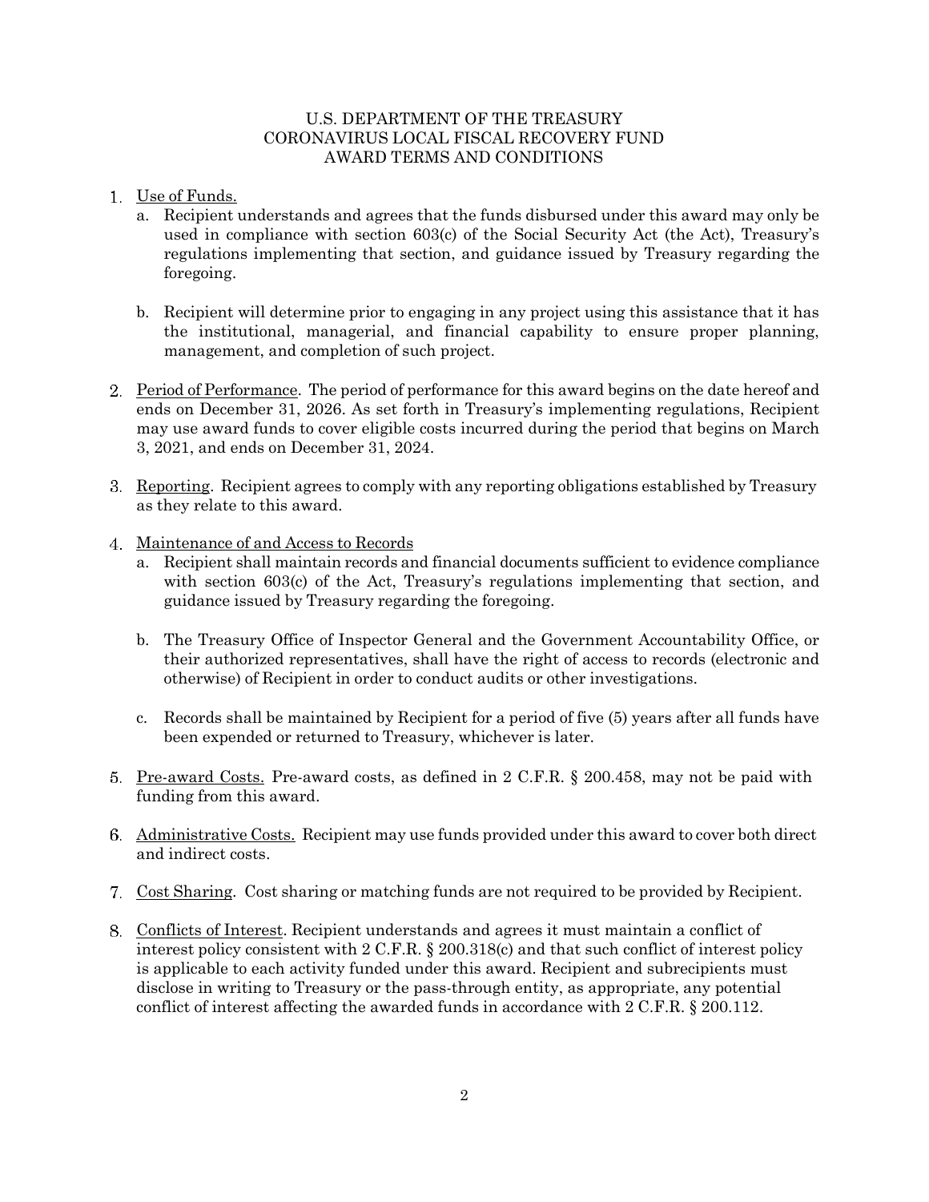# U.S. DEPARTMENT OF THE TREASURY
# CORONAVIRUS LOCAL FISCAL RECOVERY FUND
# AWARD TERMS AND CONDITIONS

1. Use of Funds.
   a. Recipient understands and agrees that the funds disbursed under this award may only be used in compliance with section 603(c) of the Social Security Act (the Act), Treasury's regulations implementing that section, and guidance issued by Treasury regarding the foregoing.

   b. Recipient will determine prior to engaging in any project using this assistance that it has the institutional, managerial, and financial capability to ensure proper planning, management, and completion of such project.

2. Period of Performance. The period of performance for this award begins on the date hereof and ends on December 31, 2026. As set forth in Treasury's implementing regulations, Recipient may use award funds to cover eligible costs incurred during the period that begins on March 3, 2021, and ends on December 31, 2024.

3. Reporting. Recipient agrees to comply with any reporting obligations established by Treasury as they relate to this award.

4. Maintenance of and Access to Records
   a. Recipient shall maintain records and financial documents sufficient to evidence compliance with section 603(c) of the Act, Treasury's regulations implementing that section, and guidance issued by Treasury regarding the foregoing.

   b. The Treasury Office of Inspector General and the Government Accountability Office, or their authorized representatives, shall have the right of access to records (electronic and otherwise) of Recipient in order to conduct audits or other investigations.

   c. Records shall be maintained by Recipient for a period of five (5) years after all funds have been expended or returned to Treasury, whichever is later.

5. Pre-award Costs. Pre-award costs, as defined in 2 C.F.R. § 200.458, may not be paid with funding from this award.

6. Administrative Costs. Recipient may use funds provided under this award to cover both direct and indirect costs.

7. Cost Sharing. Cost sharing or matching funds are not required to be provided by Recipient.

8. Conflicts of Interest. Recipient understands and agrees it must maintain a conflict of interest policy consistent with 2 C.F.R. § 200.318(c) and that such conflict of interest policy is applicable to each activity funded under this award. Recipient and subrecipients must disclose in writing to Treasury or the pass-through entity, as appropriate, any potential conflict of interest affecting the awarded funds in accordance with 2 C.F.R. § 200.112.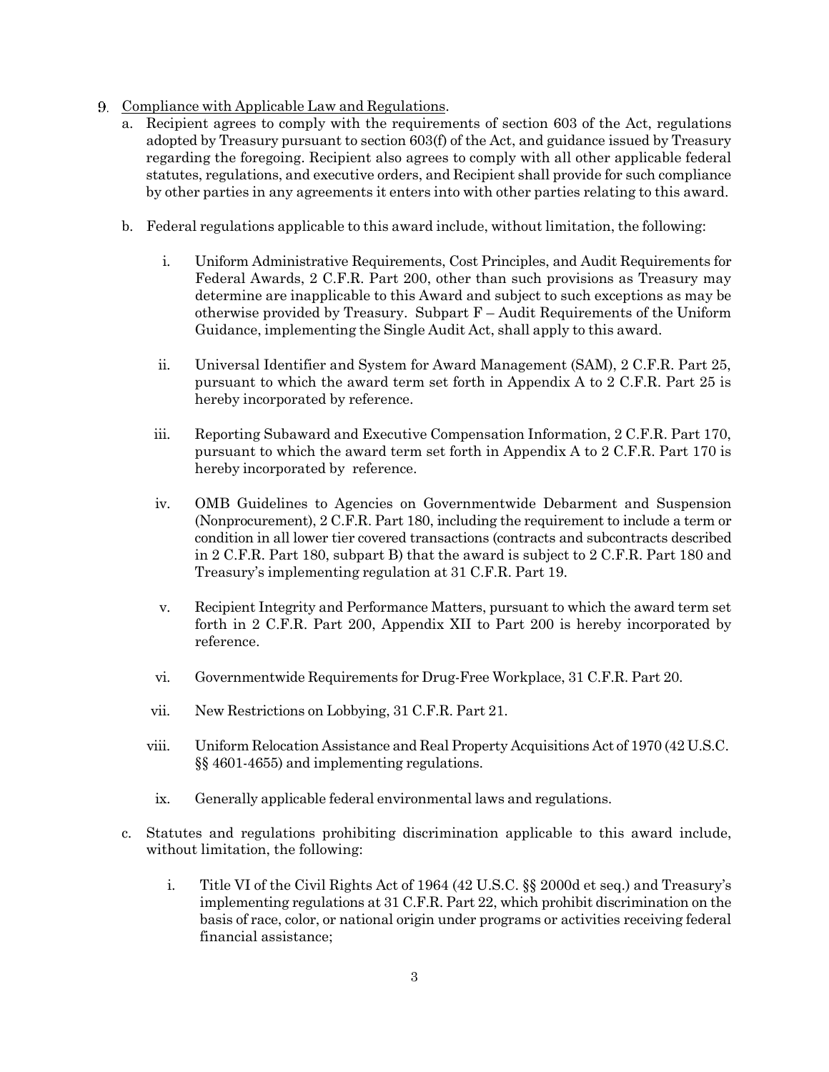9. Compliance with Applicable Law and Regulations.
   a. Recipient agrees to comply with the requirements of section 603 of the Act, regulations adopted by Treasury pursuant to section 603(f) of the Act, and guidance issued by Treasury regarding the foregoing. Recipient also agrees to comply with all other applicable federal statutes, regulations, and executive orders, and Recipient shall provide for such compliance by other parties in any agreements it enters into with other parties relating to this award.

   b. Federal regulations applicable to this award include, without limitation, the following:

      i. Uniform Administrative Requirements, Cost Principles, and Audit Requirements for Federal Awards, 2 C.F.R. Part 200, other than such provisions as Treasury may determine are inapplicable to this Award and subject to such exceptions as may be otherwise provided by Treasury. Subpart F – Audit Requirements of the Uniform Guidance, implementing the Single Audit Act, shall apply to this award.

      ii. Universal Identifier and System for Award Management (SAM), 2 C.F.R. Part 25, pursuant to which the award term set forth in Appendix A to 2 C.F.R. Part 25 is hereby incorporated by reference.

      iii. Reporting Subaward and Executive Compensation Information, 2 C.F.R. Part 170, pursuant to which the award term set forth in Appendix A to 2 C.F.R. Part 170 is hereby incorporated by reference.

      iv. OMB Guidelines to Agencies on Governmentwide Debarment and Suspension (Nonprocurement), 2 C.F.R. Part 180, including the requirement to include a term or condition in all lower tier covered transactions (contracts and subcontracts described in 2 C.F.R. Part 180, subpart B) that the award is subject to 2 C.F.R. Part 180 and Treasury's implementing regulation at 31 C.F.R. Part 19.

      v. Recipient Integrity and Performance Matters, pursuant to which the award term set forth in 2 C.F.R. Part 200, Appendix XII to Part 200 is hereby incorporated by reference.

      vi. Governmentwide Requirements for Drug-Free Workplace, 31 C.F.R. Part 20.

      vii. New Restrictions on Lobbying, 31 C.F.R. Part 21.

      viii. Uniform Relocation Assistance and Real Property Acquisitions Act of 1970 (42 U.S.C. §§ 4601-4655) and implementing regulations.

      ix. Generally applicable federal environmental laws and regulations.

   c. Statutes and regulations prohibiting discrimination applicable to this award include, without limitation, the following:

      i. Title VI of the Civil Rights Act of 1964 (42 U.S.C. §§ 2000d et seq.) and Treasury's implementing regulations at 31 C.F.R. Part 22, which prohibit discrimination on the basis of race, color, or national origin under programs or activities receiving federal financial assistance;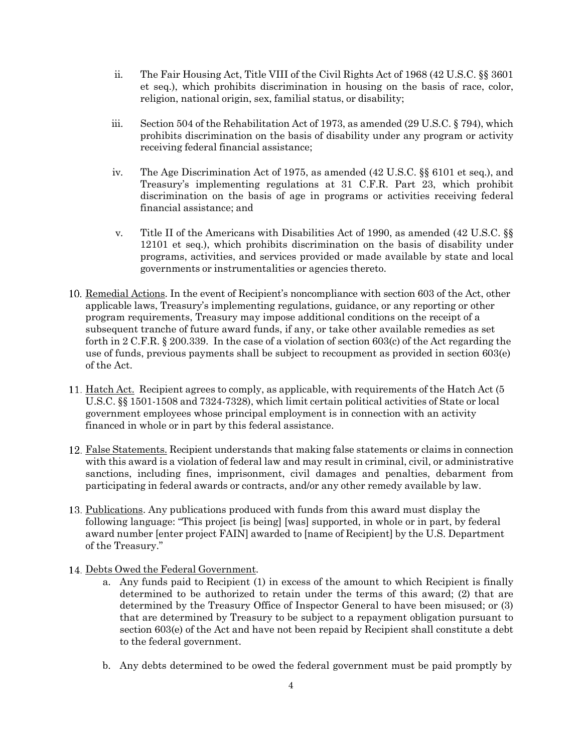ii. The Fair Housing Act, Title VIII of the Civil Rights Act of 1968 (42 U.S.C. §§ 3601 et seq.), which prohibits discrimination in housing on the basis of race, color, religion, national origin, sex, familial status, or disability;

iii. Section 504 of the Rehabilitation Act of 1973, as amended (29 U.S.C. § 794), which prohibits discrimination on the basis of disability under any program or activity receiving federal financial assistance;

iv. The Age Discrimination Act of 1975, as amended (42 U.S.C. §§ 6101 et seq.), and Treasury's implementing regulations at 31 C.F.R. Part 23, which prohibit discrimination on the basis of age in programs or activities receiving federal financial assistance; and

v. Title II of the Americans with Disabilities Act of 1990, as amended (42 U.S.C. §§ 12101 et seq.), which prohibits discrimination on the basis of disability under programs, activities, and services provided or made available by state and local governments or instrumentalities or agencies thereto.

10. Remedial Actions. In the event of Recipient's noncompliance with section 603 of the Act, other applicable laws, Treasury's implementing regulations, guidance, or any reporting or other program requirements, Treasury may impose additional conditions on the receipt of a subsequent tranche of future award funds, if any, or take other available remedies as set forth in 2 C.F.R. § 200.339. In the case of a violation of section 603(c) of the Act regarding the use of funds, previous payments shall be subject to recoupment as provided in section 603(e) of the Act.

11. Hatch Act. Recipient agrees to comply, as applicable, with requirements of the Hatch Act (5 U.S.C. §§ 1501-1508 and 7324-7328), which limit certain political activities of State or local government employees whose principal employment is in connection with an activity financed in whole or in part by this federal assistance.

12. False Statements. Recipient understands that making false statements or claims in connection with this award is a violation of federal law and may result in criminal, civil, or administrative sanctions, including fines, imprisonment, civil damages and penalties, debarment from participating in federal awards or contracts, and/or any other remedy available by law.

13. Publications. Any publications produced with funds from this award must display the following language: "This project [is being] [was] supported, in whole or in part, by federal award number [enter project FAIN] awarded to [name of Recipient] by the U.S. Department of the Treasury."

14. Debts Owed the Federal Government.

    a. Any funds paid to Recipient (1) in excess of the amount to which Recipient is finally determined to be authorized to retain under the terms of this award; (2) that are determined by the Treasury Office of Inspector General to have been misused; or (3) that are determined by Treasury to be subject to a repayment obligation pursuant to section 603(e) of the Act and have not been repaid by Recipient shall constitute a debt to the federal government.

    b. Any debts determined to be owed the federal government must be paid promptly by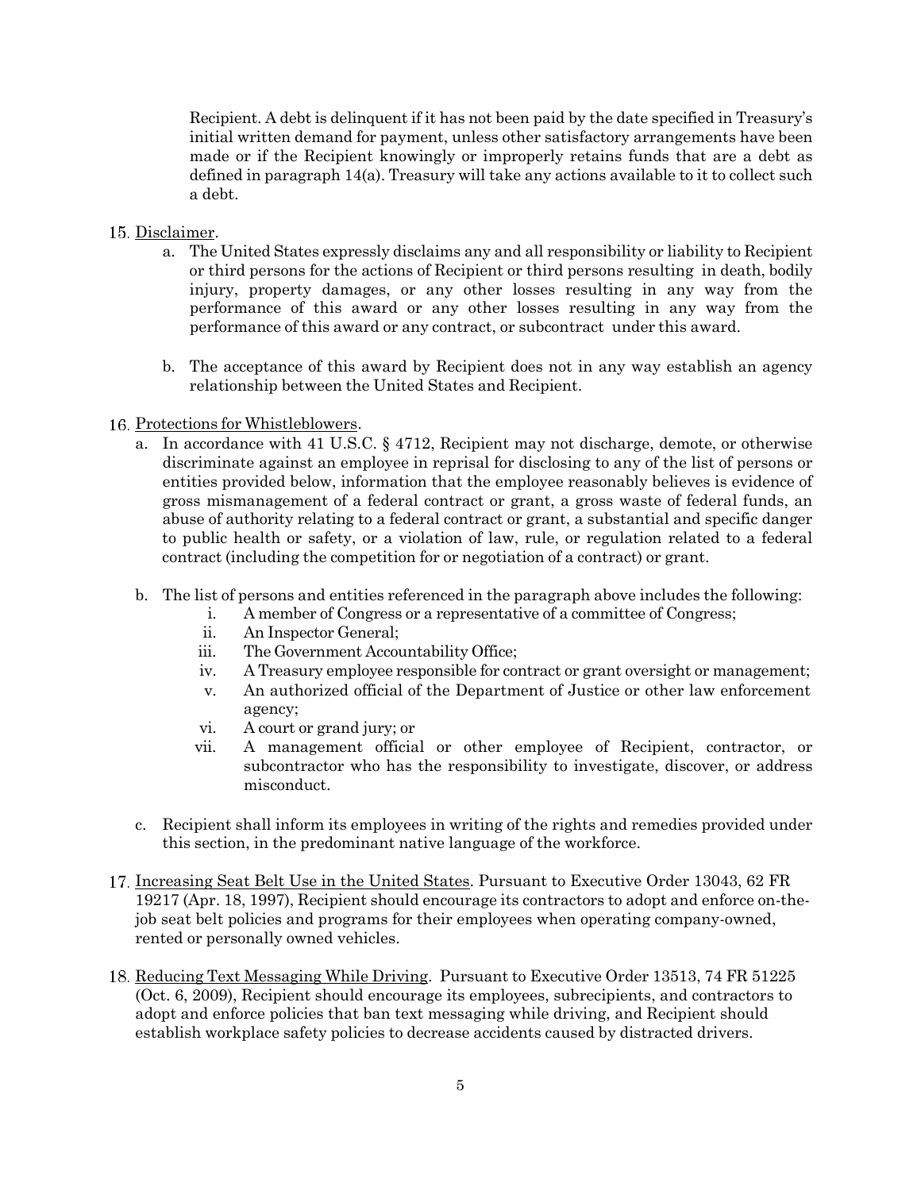Recipient. A debt is delinquent if it has not been paid by the date specified in Treasury's initial written demand for payment, unless other satisfactory arrangements have been made or if the Recipient knowingly or improperly retains funds that are a debt as defined in paragraph 14(a). Treasury will take any actions available to it to collect such a debt.

15. Disclaimer.
    a. The United States expressly disclaims any and all responsibility or liability to Recipient or third persons for the actions of Recipient or third persons resulting in death, bodily injury, property damages, or any other losses resulting in any way from the performance of this award or any other losses resulting in any way from the performance of this award or any contract, or subcontract under this award.

    b. The acceptance of this award by Recipient does not in any way establish an agency relationship between the United States and Recipient.

16. Protections for Whistleblowers.
    a. In accordance with 41 U.S.C. § 4712, Recipient may not discharge, demote, or otherwise discriminate against an employee in reprisal for disclosing to any of the list of persons or entities provided below, information that the employee reasonably believes is evidence of gross mismanagement of a federal contract or grant, a gross waste of federal funds, an abuse of authority relating to a federal contract or grant, a substantial and specific danger to public health or safety, or a violation of law, rule, or regulation related to a federal contract (including the competition for or negotiation of a contract) or grant.

    b. The list of persons and entities referenced in the paragraph above includes the following:
       i. A member of Congress or a representative of a committee of Congress;
       ii. An Inspector General;
       iii. The Government Accountability Office;
       iv. A Treasury employee responsible for contract or grant oversight or management;
       v. An authorized official of the Department of Justice or other law enforcement agency;
       vi. A court or grand jury; or
       vii. A management official or other employee of Recipient, contractor, or subcontractor who has the responsibility to investigate, discover, or address misconduct.

    c. Recipient shall inform its employees in writing of the rights and remedies provided under this section, in the predominant native language of the workforce.

17. Increasing Seat Belt Use in the United States. Pursuant to Executive Order 13043, 62 FR 19217 (Apr. 18, 1997), Recipient should encourage its contractors to adopt and enforce on-the-job seat belt policies and programs for their employees when operating company-owned, rented or personally owned vehicles.

18. Reducing Text Messaging While Driving. Pursuant to Executive Order 13513, 74 FR 51225 (Oct. 6, 2009), Recipient should encourage its employees, subrecipients, and contractors to adopt and enforce policies that ban text messaging while driving, and Recipient should establish workplace safety policies to decrease accidents caused by distracted drivers.